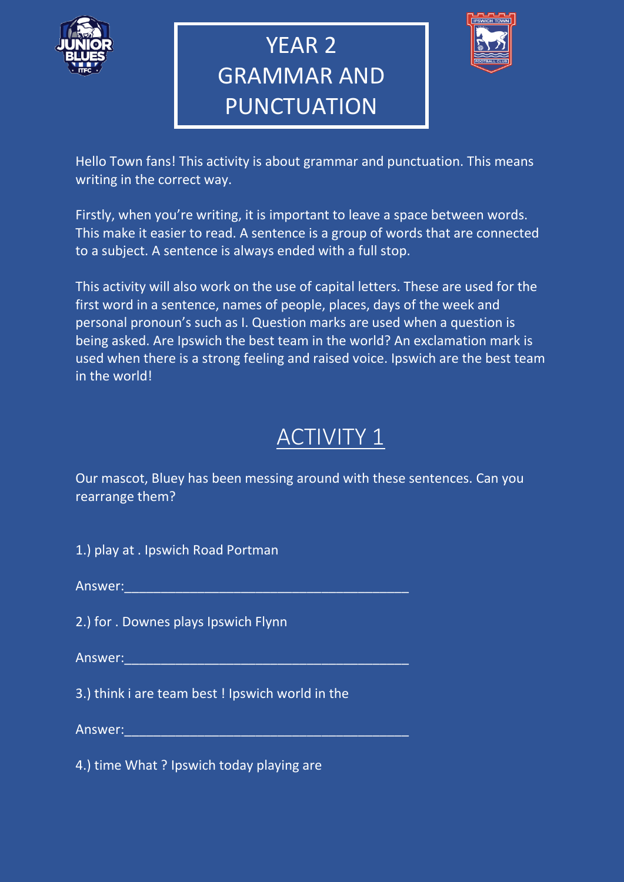# YEAR 2 GRAMMAR AND PUNCTUATION

Hello Town fans! This activity is about grammar and punctuation. This means writing in the correct way.

Firstly, when you're writing, it is important to leave a space between words. This make it easier to read. A sentence is a group of words that are connected to a subject. A sentence is always ended with a full stop.

This activity will also work on the use of capital letters. These are used for the first word in a sentence, names of people, places, days of the week and personal pronoun's such as I. Question marks are used when a question is being asked. Are Ipswich the best team in the world? An exclamation mark is used when there is a strong feeling and raised voice. Ipswich are the best team in the world!

## ACTIVITY 1

Our mascot, Bluey has been messing around with these sentences. Can you rearrange them?

1.) play at . Ipswich Road Portman

Answer:________________________________________

2.) for . Downes plays Ipswich Flynn

Answer:________________________________________

3.) think i are team best ! Ipswich world in the

Answer:________________________________________

4.) time What ? Ipswich today playing are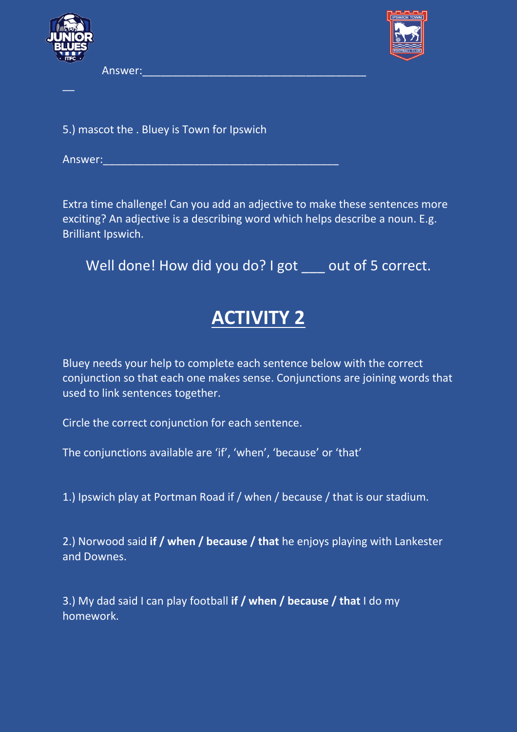Answer:________________________________________

__

5.) mascot the . Bluey is Town for Ipswich

Answer:________________________________________

Extra time challenge! Can you add an adjective to make these sentences more exciting? An adjective is a describing word which helps describe a noun. E.g. Brilliant Ipswich.

Well done! How did you do? I got ___ out of 5 correct.

# ACTIVITY 2

Bluey needs your help to complete each sentence below with the correct conjunction so that each one makes sense. Conjunctions are joining words that used to link sentences together.

Circle the correct conjunction for each sentence.

The conjunctions available are 'if', 'when', 'because' or 'that'

1.) Ipswich play at Portman Road if / when / because / that is our stadium.

2.) Norwood said **if / when / because / that** he enjoys playing with Lankester and Downes.

3.) My dad said I can play football **if / when / because / that** I do my homework.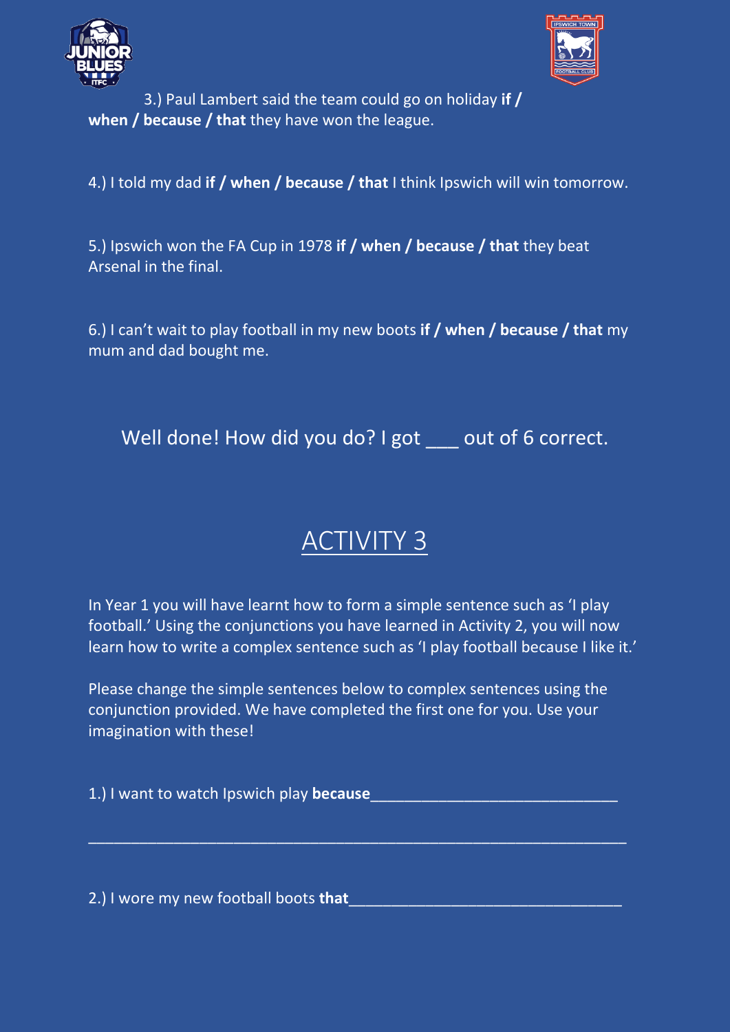3.) Paul Lambert said the team could go on holiday **if / when / because / that** they have won the league.

4.) I told my dad **if / when / because / that** I think Ipswich will win tomorrow.

5.) Ipswich won the FA Cup in 1978 **if / when / because / that** they beat Arsenal in the final.

6.) I can't wait to play football in my new boots **if / when / because / that** my mum and dad bought me.

Well done! How did you do? I got ___ out of 6 correct.

## ACTIVITY 3

In Year 1 you will have learnt how to form a simple sentence such as 'I play football.' Using the conjunctions you have learned in Activity 2, you will now learn how to write a complex sentence such as 'I play football because I like it.'

Please change the simple sentences below to complex sentences using the conjunction provided. We have completed the first one for you. Use your imagination with these!

1.) I want to watch Ipswich play **because**______________________________

_________________________________________________________________

2.) I wore my new football boots **that**_________________________________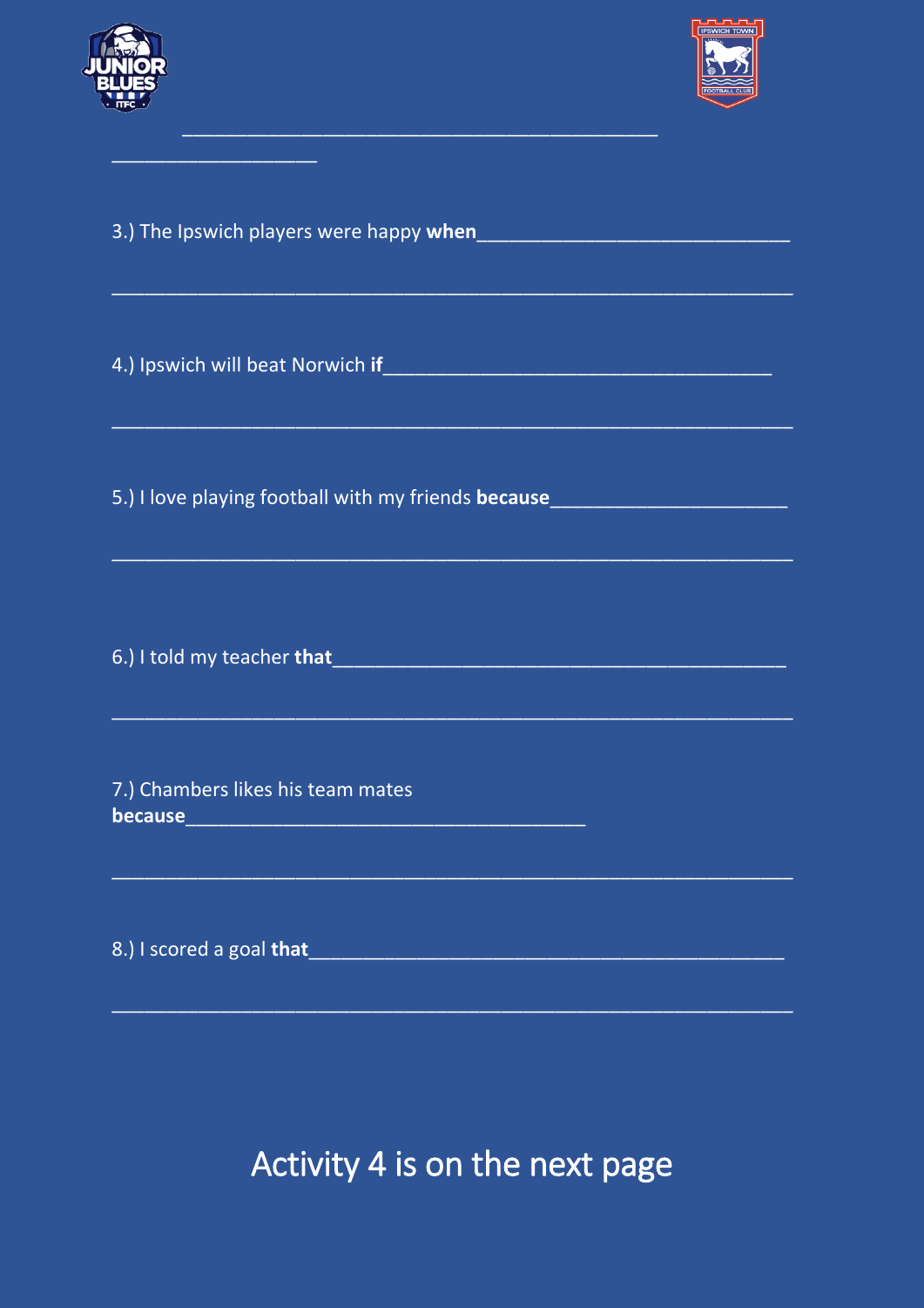_____________________________________________

___________________

3.) The Ipswich players were happy **when**_____________________________

_______________________________________________________________

4.) Ipswich will beat Norwich **if**____________________________________

_______________________________________________________________

5.) I love playing football with my friends **because**______________________

_______________________________________________________________

6.) I told my teacher **that**__________________________________________

_______________________________________________________________

7.) Chambers likes his team mates **because**_____________________________________

_______________________________________________________________

8.) I scored a goal **that**____________________________________________

_______________________________________________________________

Activity 4 is on the next page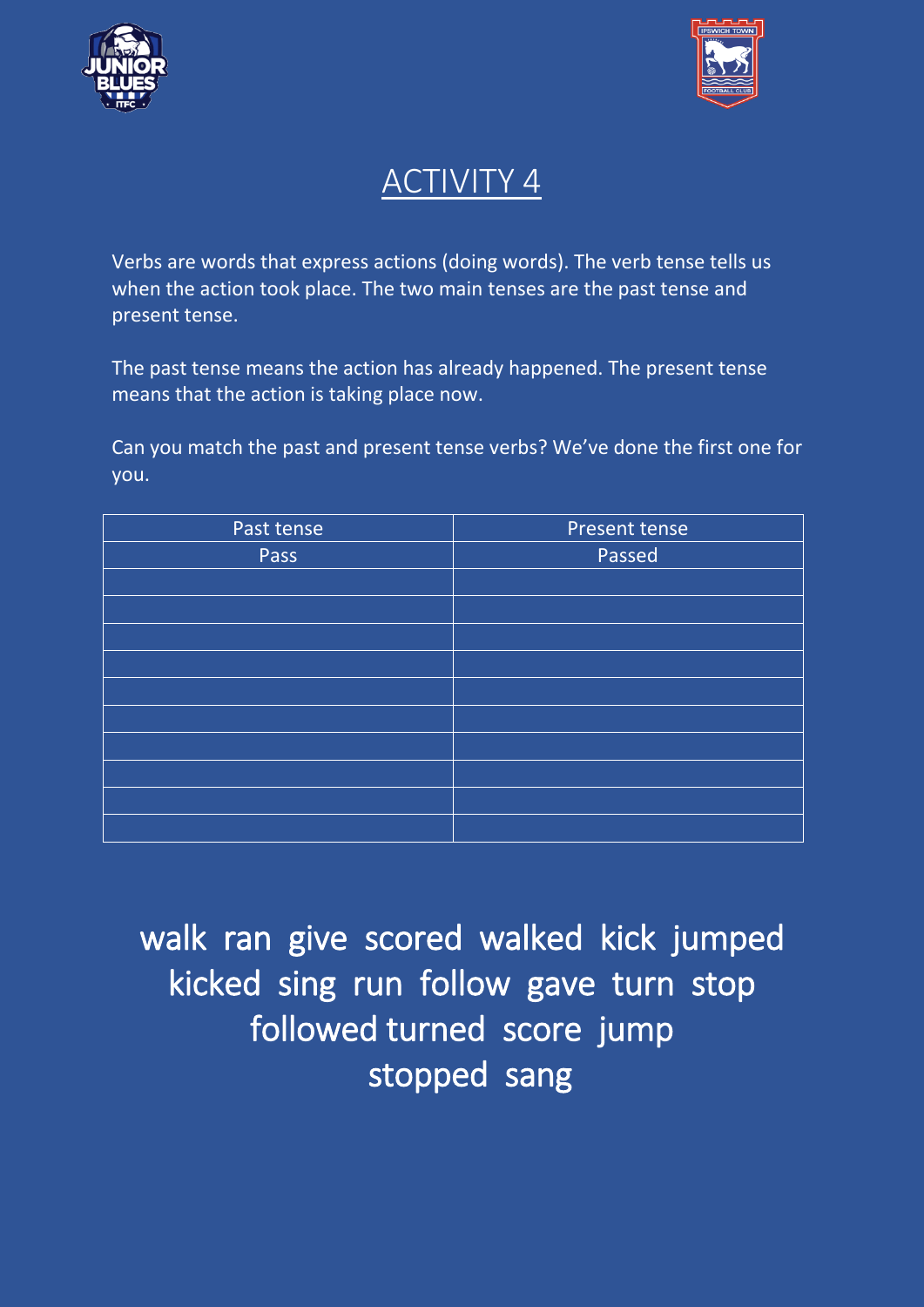# ACTIVITY 4

Verbs are words that express actions (doing words). The verb tense tells us when the action took place. The two main tenses are the past tense and present tense.

The past tense means the action has already happened. The present tense means that the action is taking place now.

Can you match the past and present tense verbs? We've done the first one for you.

| Past tense | Present tense |
| --- | --- |
| Pass | Passed |
| | |
| | |
| | |
| | |
| | |
| | |
| | |
| | |
| | |
| | |

walk ran give scored walked kick jumped kicked sing run follow gave turn stop followed turned score jump stopped sang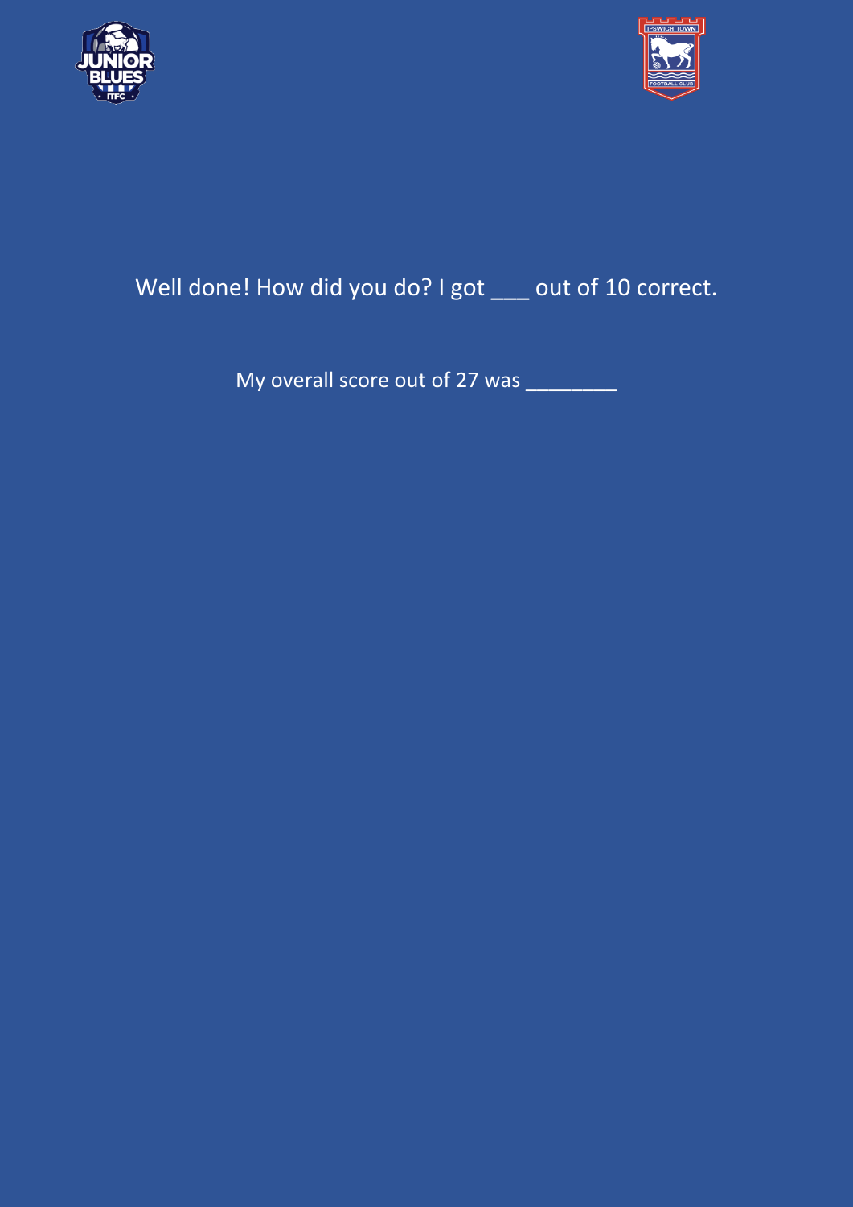Well done! How did you do? I got ___ out of 10 correct.

My overall score out of 27 was ________